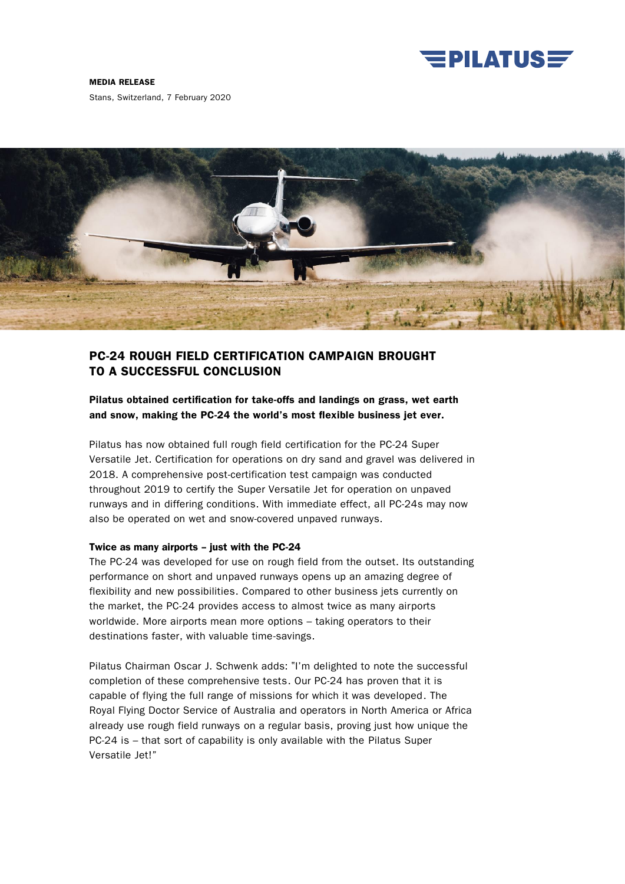**MEDIA RELEASE**

Stans, Switzerland, 7 February 2020

# PC-24 ROUGH FIELD CERTIFICATION CAMPAIGN BROUGHT TO A SUCCESSFUL CONCLUSION

**Pilatus obtained certification for take-offs and landings on grass, wet earth and snow, making the PC-24 the world's most flexible business jet ever.**

Pilatus has now obtained full rough field certification for the PC-24 Super Versatile Jet. Certification for operations on dry sand and gravel was delivered in 2018. A comprehensive post-certification test campaign was conducted throughout 2019 to certify the Super Versatile Jet for operation on unpaved runways and in differing conditions. With immediate effect, all PC-24s may now also be operated on wet and snow-covered unpaved runways.

**Twice as many airports – just with the PC-24**

The PC-24 was developed for use on rough field from the outset. Its outstanding performance on short and unpaved runways opens up an amazing degree of flexibility and new possibilities. Compared to other business jets currently on the market, the PC-24 provides access to almost twice as many airports worldwide. More airports mean more options – taking operators to their destinations faster, with valuable time-savings.

Pilatus Chairman Oscar J. Schwenk adds: "I'm delighted to note the successful completion of these comprehensive tests. Our PC-24 has proven that it is capable of flying the full range of missions for which it was developed. The Royal Flying Doctor Service of Australia and operators in North America or Africa already use rough field runways on a regular basis, proving just how unique the PC-24 is – that sort of capability is only available with the Pilatus Super Versatile Jet!"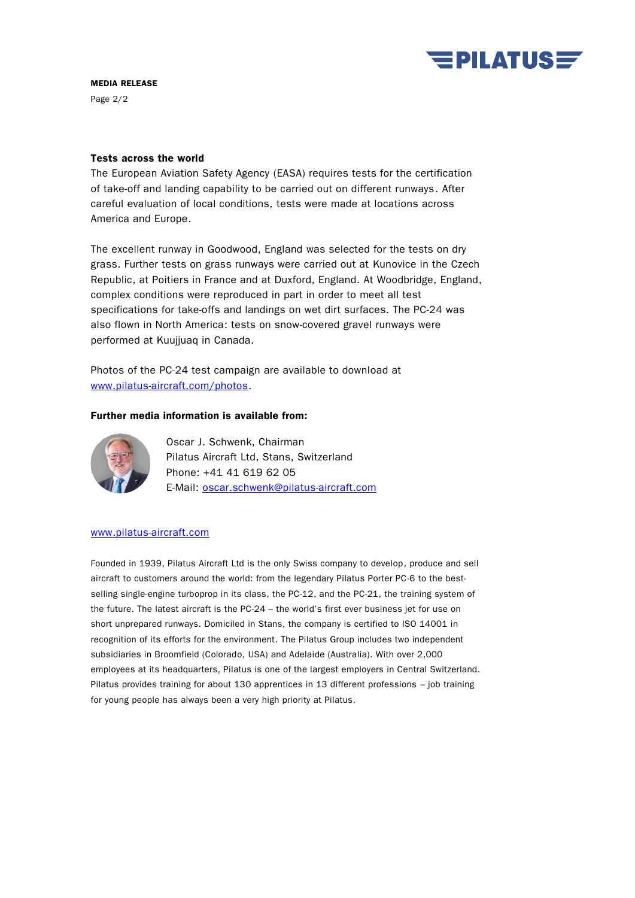### Tests across the world

The European Aviation Safety Agency (EASA) requires tests for the certification of take-off and landing capability to be carried out on different runways. After careful evaluation of local conditions, tests were made at locations across America and Europe.

The excellent runway in Goodwood, England was selected for the tests on dry grass. Further tests on grass runways were carried out at Kunovice in the Czech Republic, at Poitiers in France and at Duxford, England. At Woodbridge, England, complex conditions were reproduced in part in order to meet all test specifications for take-offs and landings on wet dirt surfaces. The PC-24 was also flown in North America: tests on snow-covered gravel runways were performed at Kuujjuaq in Canada.

Photos of the PC-24 test campaign are available to download at www.pilatus-aircraft.com/photos.

**Further media information is available from:**

Oscar J. Schwenk, Chairman
Pilatus Aircraft Ltd, Stans, Switzerland
Phone: +41 41 619 62 05
E-Mail: oscar.schwenk@pilatus-aircraft.com

www.pilatus-aircraft.com

Founded in 1939, Pilatus Aircraft Ltd is the only Swiss company to develop, produce and sell aircraft to customers around the world: from the legendary Pilatus Porter PC-6 to the best-selling single-engine turboprop in its class, the PC-12, and the PC-21, the training system of the future. The latest aircraft is the PC-24 – the world's first ever business jet for use on short unprepared runways. Domiciled in Stans, the company is certified to ISO 14001 in recognition of its efforts for the environment. The Pilatus Group includes two independent subsidiaries in Broomfield (Colorado, USA) and Adelaide (Australia). With over 2,000 employees at its headquarters, Pilatus is one of the largest employers in Central Switzerland. Pilatus provides training for about 130 apprentices in 13 different professions – job training for young people has always been a very high priority at Pilatus.